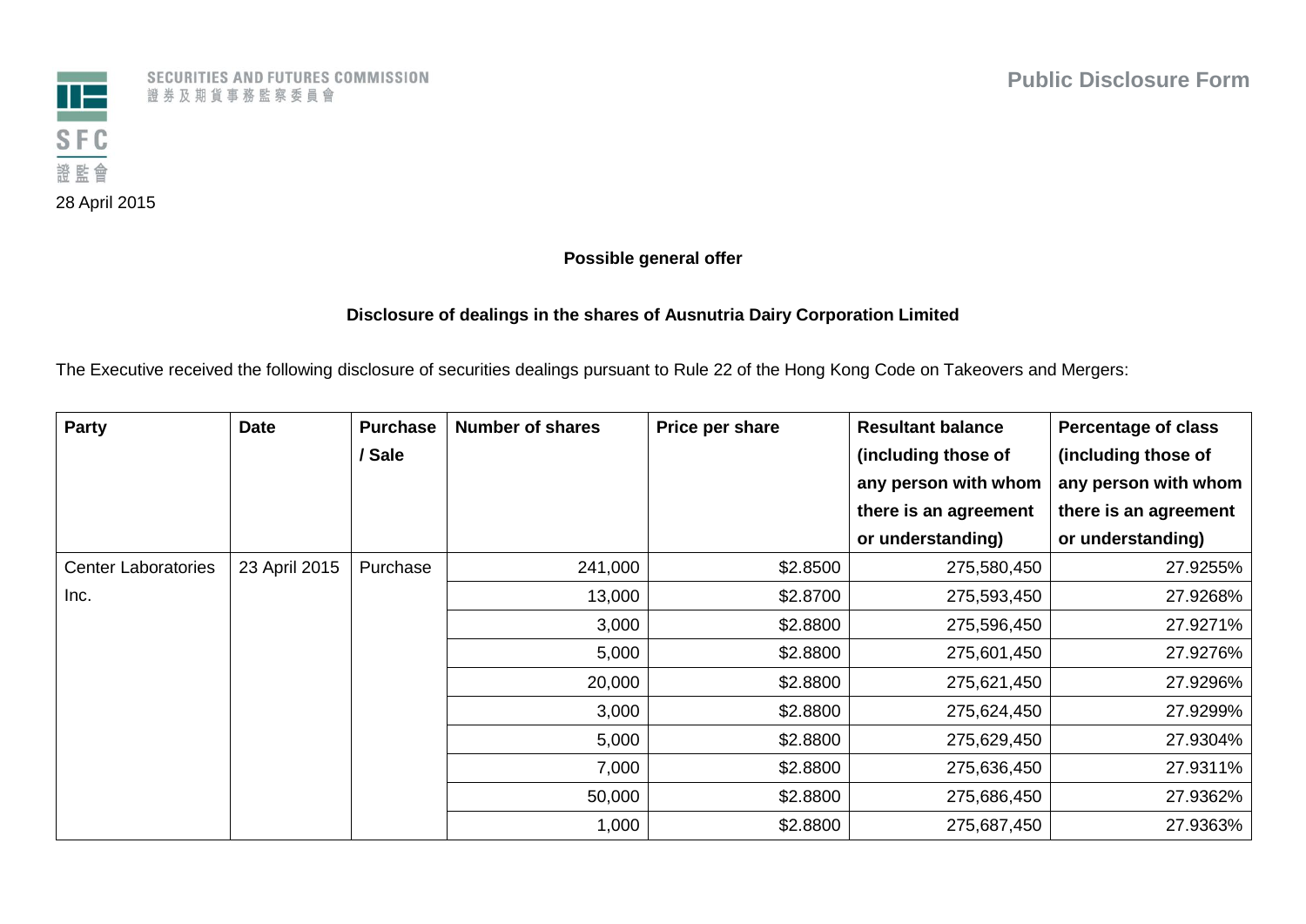SECURITIES AND FUTURES COMMISSION
證券及期貨事務監察委員會

SFC
證監會

**Public Disclosure Form**

28 April 2015

**Possible general offer**

**Disclosure of dealings in the shares of Ausnutria Dairy Corporation Limited**

The Executive received the following disclosure of securities dealings pursuant to Rule 22 of the Hong Kong Code on Takeovers and Mergers:

| Party | Date | Purchase / Sale | Number of shares | Price per share | Resultant balance (including those of any person with whom there is an agreement or understanding) | Percentage of class (including those of any person with whom there is an agreement or understanding) |
|---|---|---|---|---|---|---|
| Center Laboratories Inc. | 23 April 2015 | Purchase | 241,000 | $2.8500 | 275,580,450 | 27.9255% |
| | | | 13,000 | $2.8700 | 275,593,450 | 27.9268% |
| | | | 3,000 | $2.8800 | 275,596,450 | 27.9271% |
| | | | 5,000 | $2.8800 | 275,601,450 | 27.9276% |
| | | | 20,000 | $2.8800 | 275,621,450 | 27.9296% |
| | | | 3,000 | $2.8800 | 275,624,450 | 27.9299% |
| | | | 5,000 | $2.8800 | 275,629,450 | 27.9304% |
| | | | 7,000 | $2.8800 | 275,636,450 | 27.9311% |
| | | | 50,000 | $2.8800 | 275,686,450 | 27.9362% |
| | | | 1,000 | $2.8800 | 275,687,450 | 27.9363% |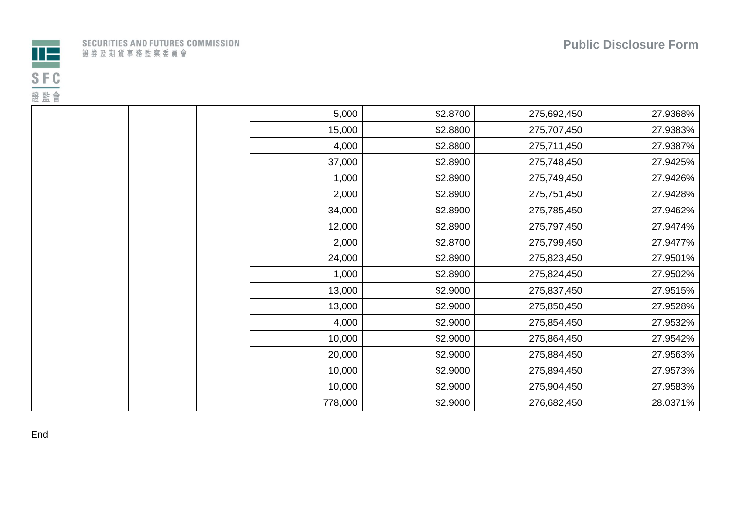| | | | | | | |
|---|---|---|---|---|---|---|
| | | | 5,000 | $2.8700 | 275,692,450 | 27.9368% |
| | | | 15,000 | $2.8800 | 275,707,450 | 27.9383% |
| | | | 4,000 | $2.8800 | 275,711,450 | 27.9387% |
| | | | 37,000 | $2.8900 | 275,748,450 | 27.9425% |
| | | | 1,000 | $2.8900 | 275,749,450 | 27.9426% |
| | | | 2,000 | $2.8900 | 275,751,450 | 27.9428% |
| | | | 34,000 | $2.8900 | 275,785,450 | 27.9462% |
| | | | 12,000 | $2.8900 | 275,797,450 | 27.9474% |
| | | | 2,000 | $2.8700 | 275,799,450 | 27.9477% |
| | | | 24,000 | $2.8900 | 275,823,450 | 27.9501% |
| | | | 1,000 | $2.8900 | 275,824,450 | 27.9502% |
| | | | 13,000 | $2.9000 | 275,837,450 | 27.9515% |
| | | | 13,000 | $2.9000 | 275,850,450 | 27.9528% |
| | | | 4,000 | $2.9000 | 275,854,450 | 27.9532% |
| | | | 10,000 | $2.9000 | 275,864,450 | 27.9542% |
| | | | 20,000 | $2.9000 | 275,884,450 | 27.9563% |
| | | | 10,000 | $2.9000 | 275,894,450 | 27.9573% |
| | | | 10,000 | $2.9000 | 275,904,450 | 27.9583% |
| | | | 778,000 | $2.9000 | 276,682,450 | 28.0371% |

End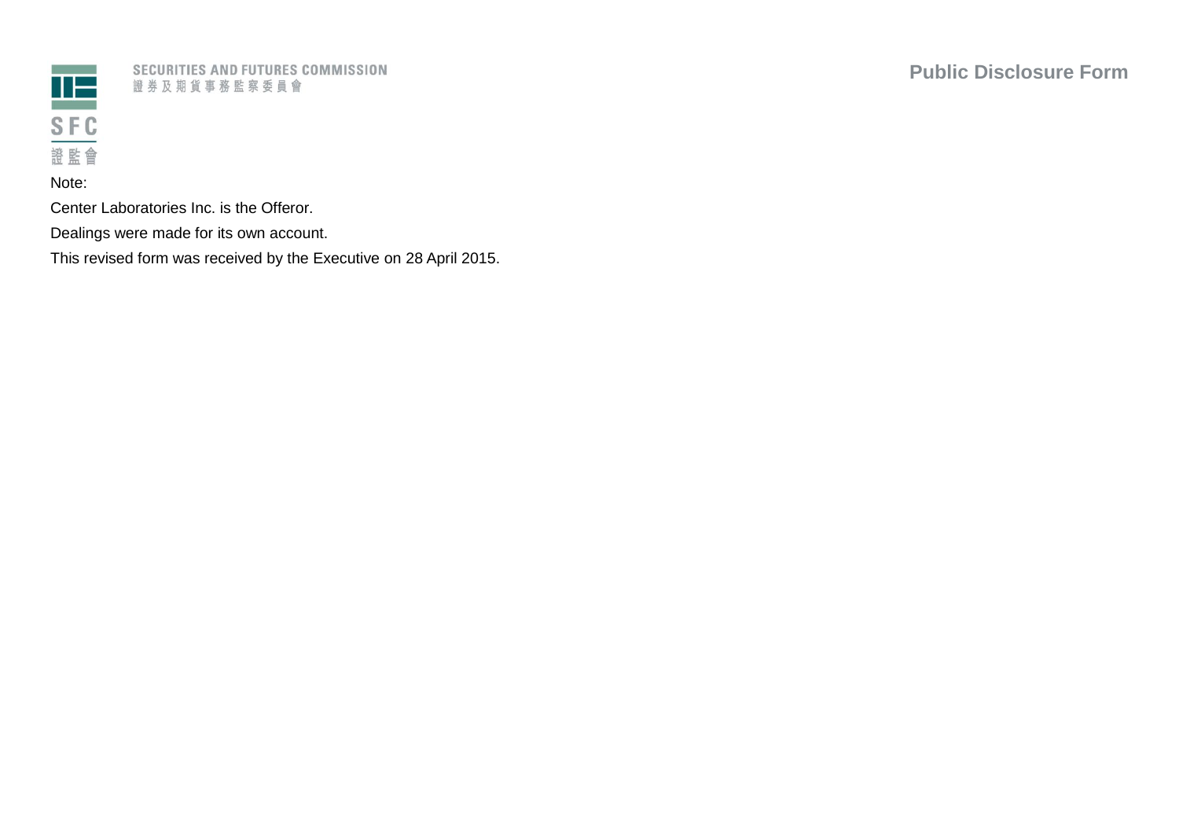Note:

Center Laboratories Inc. is the Offeror.

Dealings were made for its own account.

This revised form was received by the Executive on 28 April 2015.